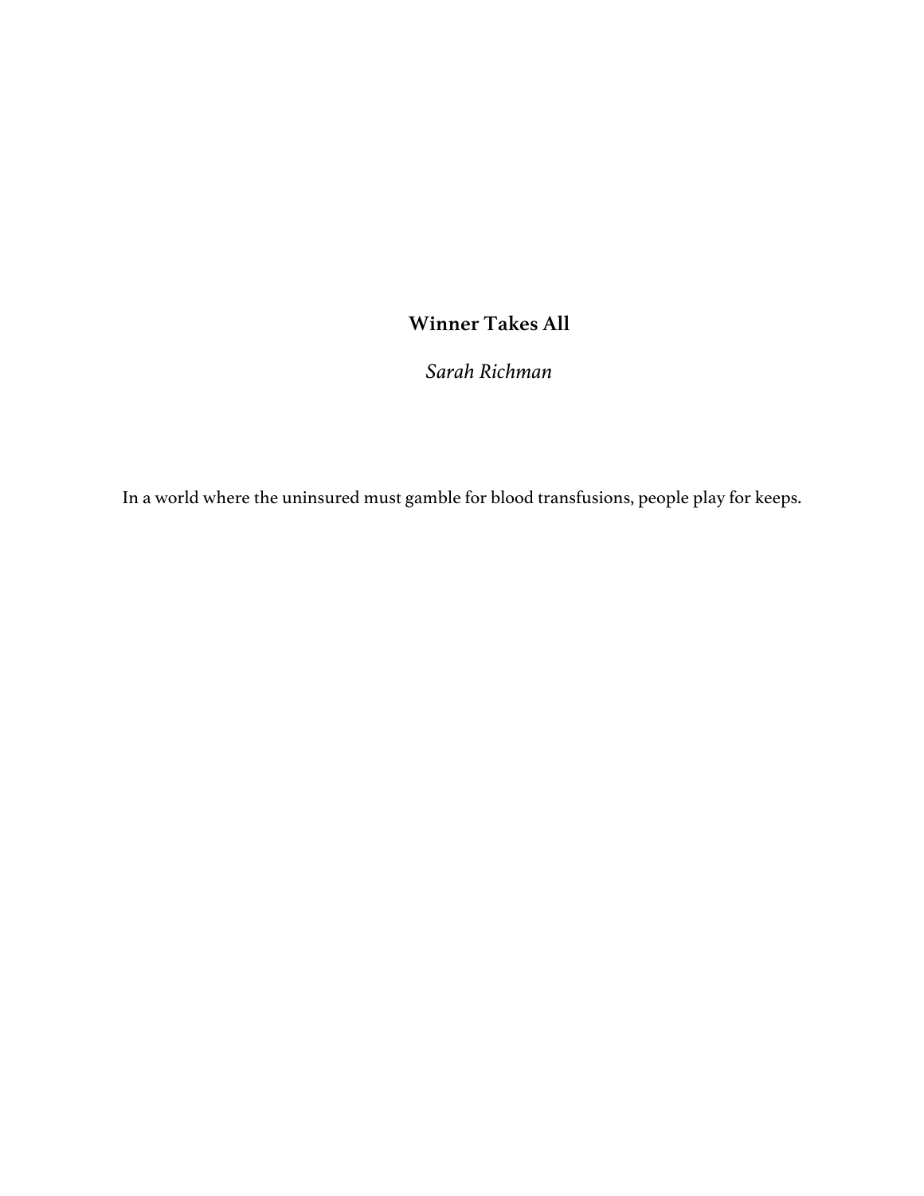# **Winner Takes All**

*Sarah Richman*

In a world where the uninsured must gamble for blood transfusions, people play for keeps.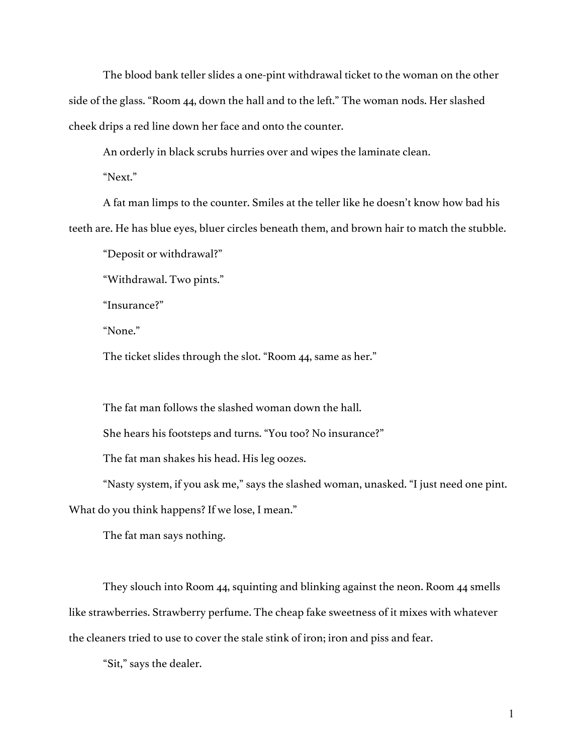The blood bank teller slides a one-pint withdrawal ticket to the woman on the other side of the glass. "Room 44, down the hall and to the left." The woman nods. Her slashed cheek drips a red line down her face and onto the counter.

An orderly in black scrubs hurries over and wipes the laminate clean.

"Next."

A fat man limps to the counter. Smiles at the teller like he doesn't know how bad his teeth are. He has blue eyes, bluer circles beneath them, and brown hair to match the stubble.

"Deposit or withdrawal?"

"Withdrawal. Two pints."

"Insurance?"

"None."

The ticket slides through the slot. "Room 44, same as her."

The fat man follows the slashed woman down the hall.

She hears his footsteps and turns. "You too? No insurance?"

The fat man shakes his head. His leg oozes.

"Nasty system, if you ask me," says the slashed woman, unasked. "I just need one pint. What do you think happens? If we lose, I mean."

The fat man says nothing.

They slouch into Room 44, squinting and blinking against the neon. Room 44 smells like strawberries. Strawberry perfume. The cheap fake sweetness of it mixes with whatever the cleaners tried to use to cover the stale stink of iron; iron and piss and fear.

"Sit," says the dealer.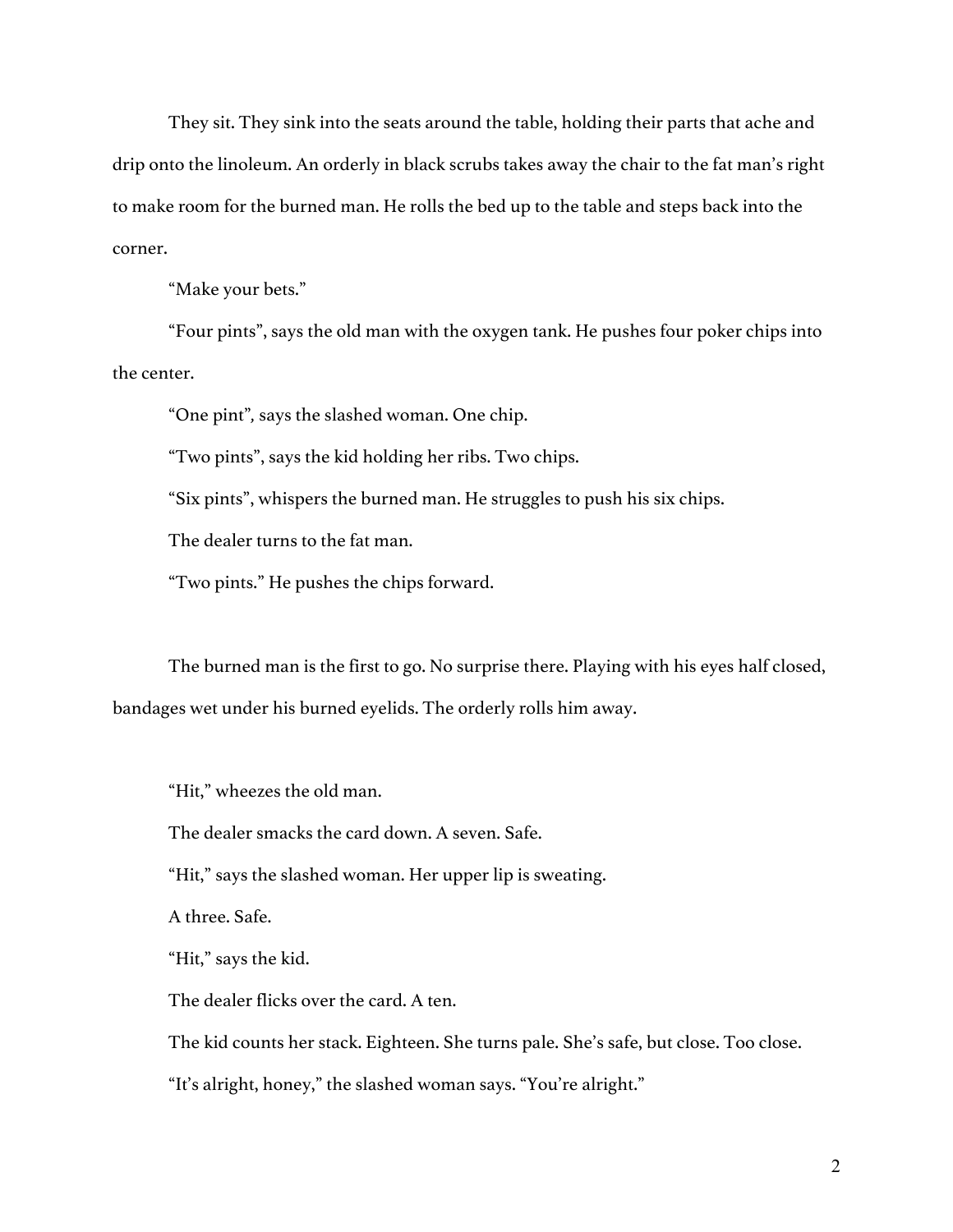They sit. They sink into the seats around the table, holding their parts that ache and drip onto the linoleum. An orderly in black scrubs takes away the chair to the fat man's right to make room for the burned man. He rolls the bed up to the table and steps back into the corner.

"Make your bets."

"Four pints", says the old man with the oxygen tank. He pushes four poker chips into the center.

"One pint", says the slashed woman. One chip.

"Two pints", says the kid holding her ribs. Two chips.

"Six pints", whispers the burned man. He struggles to push his six chips.

The dealer turns to the fat man.

"Two pints." He pushes the chips forward.

The burned man is the first to go. No surprise there. Playing with his eyes half closed, bandages wet under his burned eyelids. The orderly rolls him away.

"Hit," wheezes the old man.

The dealer smacks the card down. A seven. Safe.

"Hit," says the slashed woman. Her upper lip is sweating.

A three. Safe.

"Hit," says the kid.

The dealer flicks over the card. A ten.

The kid counts her stack. Eighteen. She turns pale. She's safe, but close. Too close.

"It's alright, honey," the slashed woman says. "You're alright."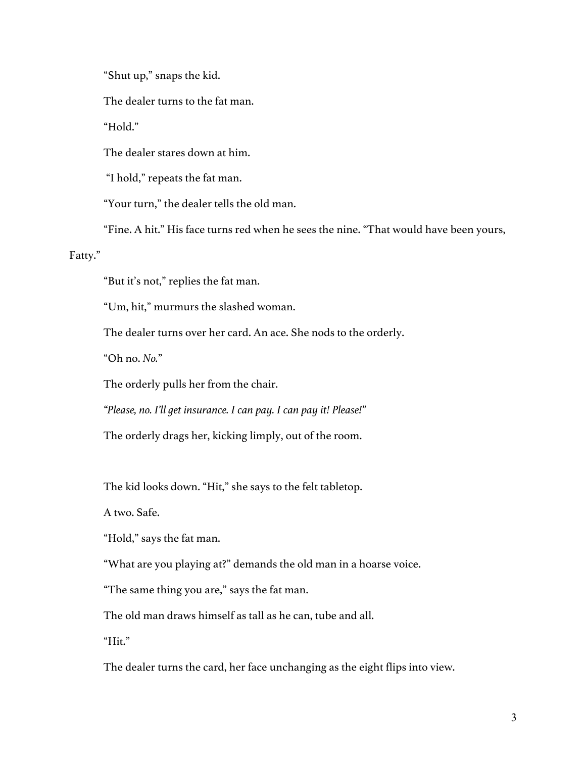"Shut up," snaps the kid.

The dealer turns to the fat man.

"Hold."

The dealer stares down at him.

"I hold," repeats the fat man.

"Your turn," the dealer tells the old man.

"Fine. A hit." His face turns red when he sees the nine. "That would have been yours, Fatty."

"But it's not," replies the fat man.

"Um, hit," murmurs the slashed woman.

The dealer turns over her card. An ace. She nods to the orderly.

"Oh no. *No.*"

The orderly pulls her from the chair.

*"Please, no. I'll get insurance. I can pay. I can pay it! Please!"*

The orderly drags her, kicking limply, out of the room.

The kid looks down. "Hit," she says to the felt tabletop.

A two. Safe.

"Hold," says the fat man.

"What are you playing at?" demands the old man in a hoarse voice.

"The same thing you are," says the fat man.

The old man draws himself as tall as he can, tube and all.

"Hit."

The dealer turns the card, her face unchanging as the eight flips into view.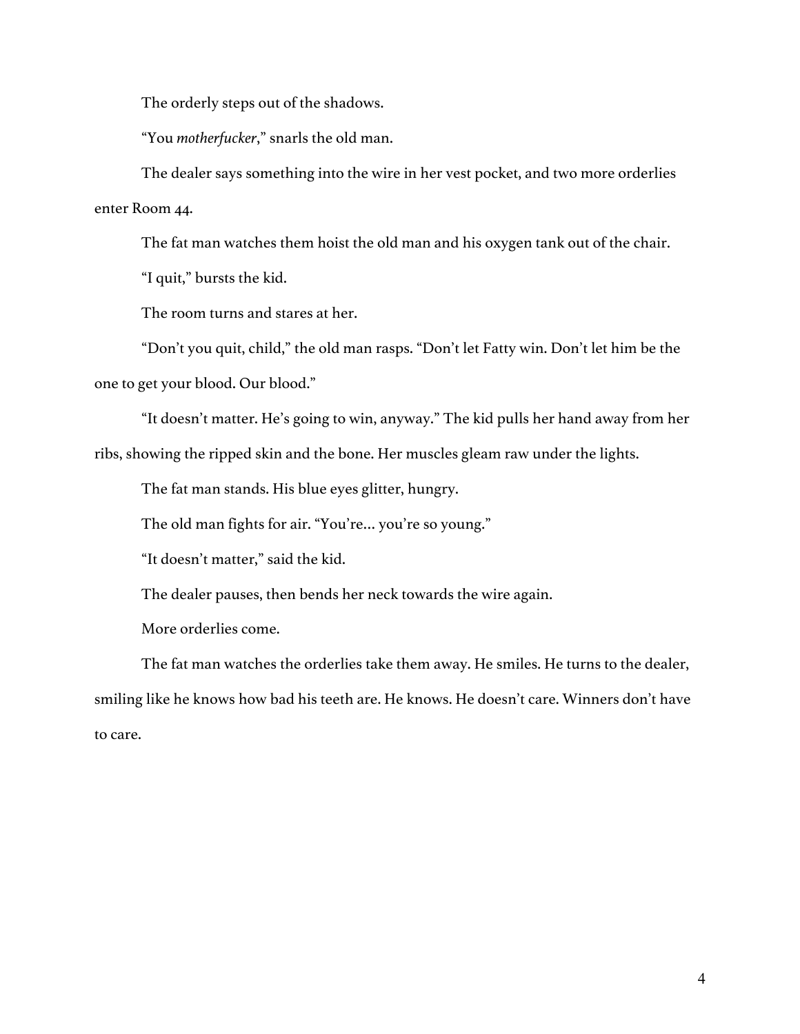The orderly steps out of the shadows.

"You *motherfucker*," snarls the old man.

The dealer says something into the wire in her vest pocket, and two more orderlies enter Room 44.

The fat man watches them hoist the old man and his oxygen tank out of the chair.

"I quit," bursts the kid.

The room turns and stares at her.

"Don't you quit, child," the old man rasps. "Don't let Fatty win. Don't let him be the one to get your blood. Our blood."

"It doesn't matter. He's going to win, anyway." The kid pulls her hand away from her ribs, showing the ripped skin and the bone. Her muscles gleam raw under the lights.

The fat man stands. His blue eyes glitter, hungry.

The old man fights for air. "You're… you're so young."

"It doesn't matter," said the kid.

The dealer pauses, then bends her neck towards the wire again.

More orderlies come.

The fat man watches the orderlies take them away. He smiles. He turns to the dealer, smiling like he knows how bad his teeth are. He knows. He doesn't care. Winners don't have to care.